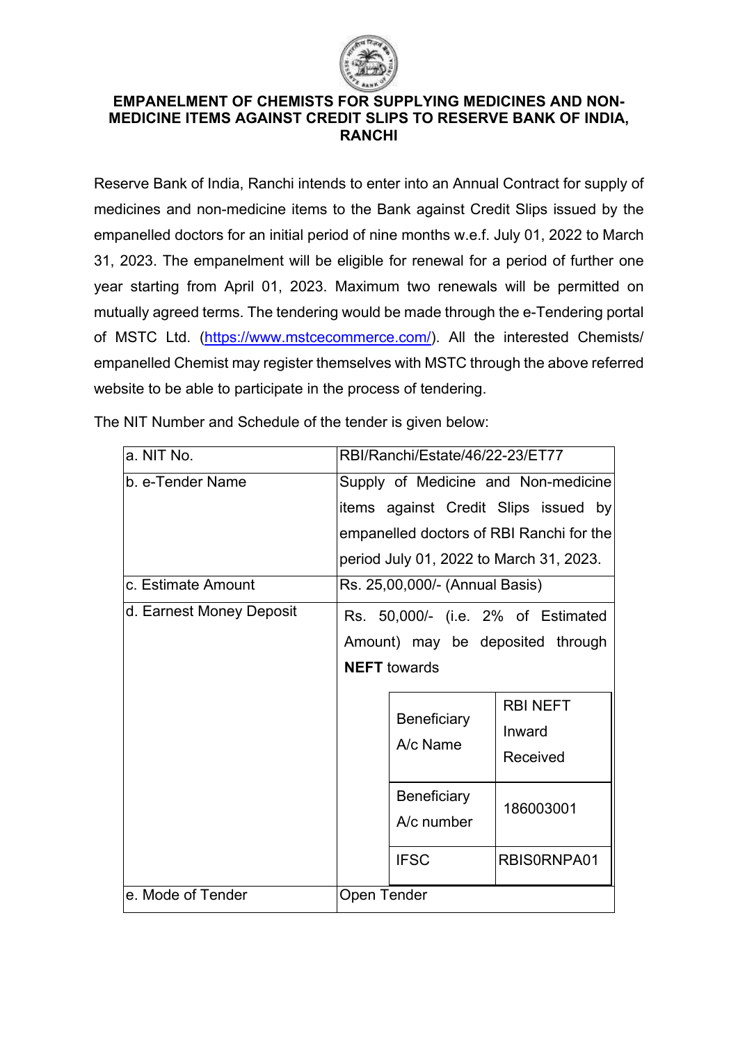# EMPANELMENT OF CHEMISTS FOR SUPPLYING MEDICINES AND NON-MEDICINE ITEMS AGAINST CREDIT SLIPS TO RESERVE BANK OF INDIA, RANCHI

Reserve Bank of India, Ranchi intends to enter into an Annual Contract for supply of medicines and non-medicine items to the Bank against Credit Slips issued by the empanelled doctors for an initial period of nine months w.e.f. July 01, 2022 to March 31, 2023. The empanelment will be eligible for renewal for a period of further one year starting from April 01, 2023. Maximum two renewals will be permitted on mutually agreed terms. The tendering would be made through the e-Tendering portal of MSTC Ltd. (https://www.mstcecommerce.com/). All the interested Chemists/ empanelled Chemist may register themselves with MSTC through the above referred website to be able to participate in the process of tendering.

The NIT Number and Schedule of the tender is given below:

| | |
|---|---|
| a. NIT No. | RBI/Ranchi/Estate/46/22-23/ET77 |
| b. e-Tender Name | Supply of Medicine and Non-medicine items against Credit Slips issued by empanelled doctors of RBI Ranchi for the period July 01, 2022 to March 31, 2023. |
| c. Estimate Amount | Rs. 25,00,000/- (Annual Basis) |
| d. Earnest Money Deposit | Rs. 50,000/- (i.e. 2% of Estimated Amount) may be deposited through **NEFT** towards<br>Beneficiary A/c Name: RBI NEFT Inward Received<br>Beneficiary A/c number: 186003001<br>IFSC: RBIS0RNPA01 |
| e. Mode of Tender | Open Tender |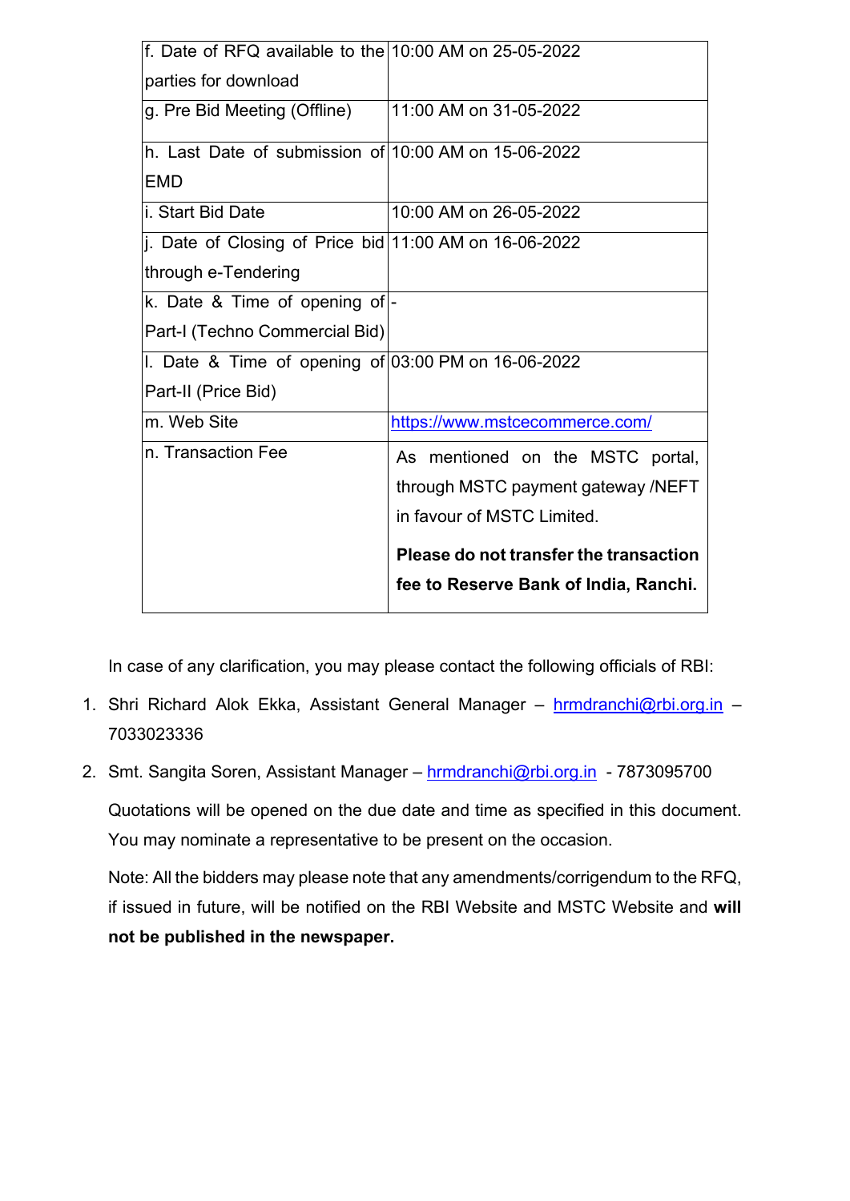| | |
|---|---|
| f. Date of RFQ available to the parties for download | 10:00 AM on 25-05-2022 |
| g. Pre Bid Meeting (Offline) | 11:00 AM on 31-05-2022 |
| h. Last Date of submission of EMD | 10:00 AM on 15-06-2022 |
| i. Start Bid Date | 10:00 AM on 26-05-2022 |
| j. Date of Closing of Price bid through e-Tendering | 11:00 AM on 16-06-2022 |
| k. Date & Time of opening of Part-I (Techno Commercial Bid) | - |
| l. Date & Time of opening of Part-II (Price Bid) | 03:00 PM on 16-06-2022 |
| m. Web Site | https://www.mstcecommerce.com/ |
| n. Transaction Fee | As mentioned on the MSTC portal, through MSTC payment gateway /NEFT in favour of MSTC Limited. **Please do not transfer the transaction fee to Reserve Bank of India, Ranchi.** |

In case of any clarification, you may please contact the following officials of RBI:

1. Shri Richard Alok Ekka, Assistant General Manager – hrmdranchi@rbi.org.in – 7033023336
2. Smt. Sangita Soren, Assistant Manager – hrmdranchi@rbi.org.in - 7873095700

Quotations will be opened on the due date and time as specified in this document. You may nominate a representative to be present on the occasion.

Note: All the bidders may please note that any amendments/corrigendum to the RFQ, if issued in future, will be notified on the RBI Website and MSTC Website and **will not be published in the newspaper.**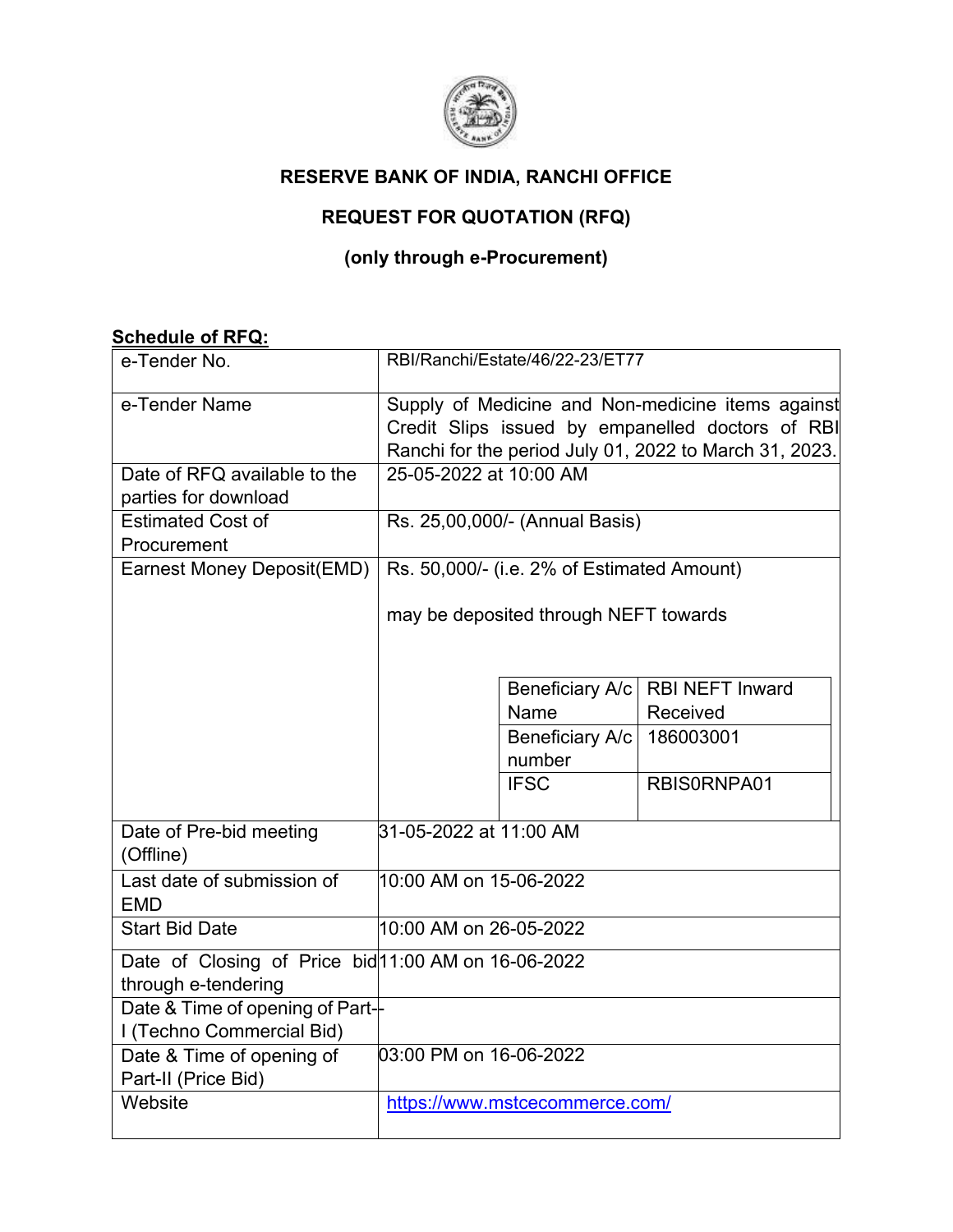**RESERVE BANK OF INDIA, RANCHI OFFICE**

**REQUEST FOR QUOTATION (RFQ)**

**(only through e-Procurement)**

**Schedule of RFQ:**

| | |
|---|---|
| e-Tender No. | RBI/Ranchi/Estate/46/22-23/ET77 |
| e-Tender Name | Supply of Medicine and Non-medicine items against Credit Slips issued by empanelled doctors of RBI Ranchi for the period July 01, 2022 to March 31, 2023. |
| Date of RFQ available to the parties for download | 25-05-2022 at 10:00 AM |
| Estimated Cost of Procurement | Rs. 25,00,000/- (Annual Basis) |
| Earnest Money Deposit(EMD) | Rs. 50,000/- (i.e. 2% of Estimated Amount)<br><br>may be deposited through NEFT towards<br><br>Beneficiary A/c Name: RBI NEFT Inward Received<br>Beneficiary A/c number: 186003001<br>IFSC: RBIS0RNPA01 |
| Date of Pre-bid meeting (Offline) | 31-05-2022 at 11:00 AM |
| Last date of submission of EMD | 10:00 AM on 15-06-2022 |
| Start Bid Date | 10:00 AM on 26-05-2022 |
| Date of Closing of Price bid through e-tendering | 11:00 AM on 16-06-2022 |
| Date & Time of opening of Part-I (Techno Commercial Bid) | - |
| Date & Time of opening of Part-II (Price Bid) | 03:00 PM on 16-06-2022 |
| Website | https://www.mstcecommerce.com/ |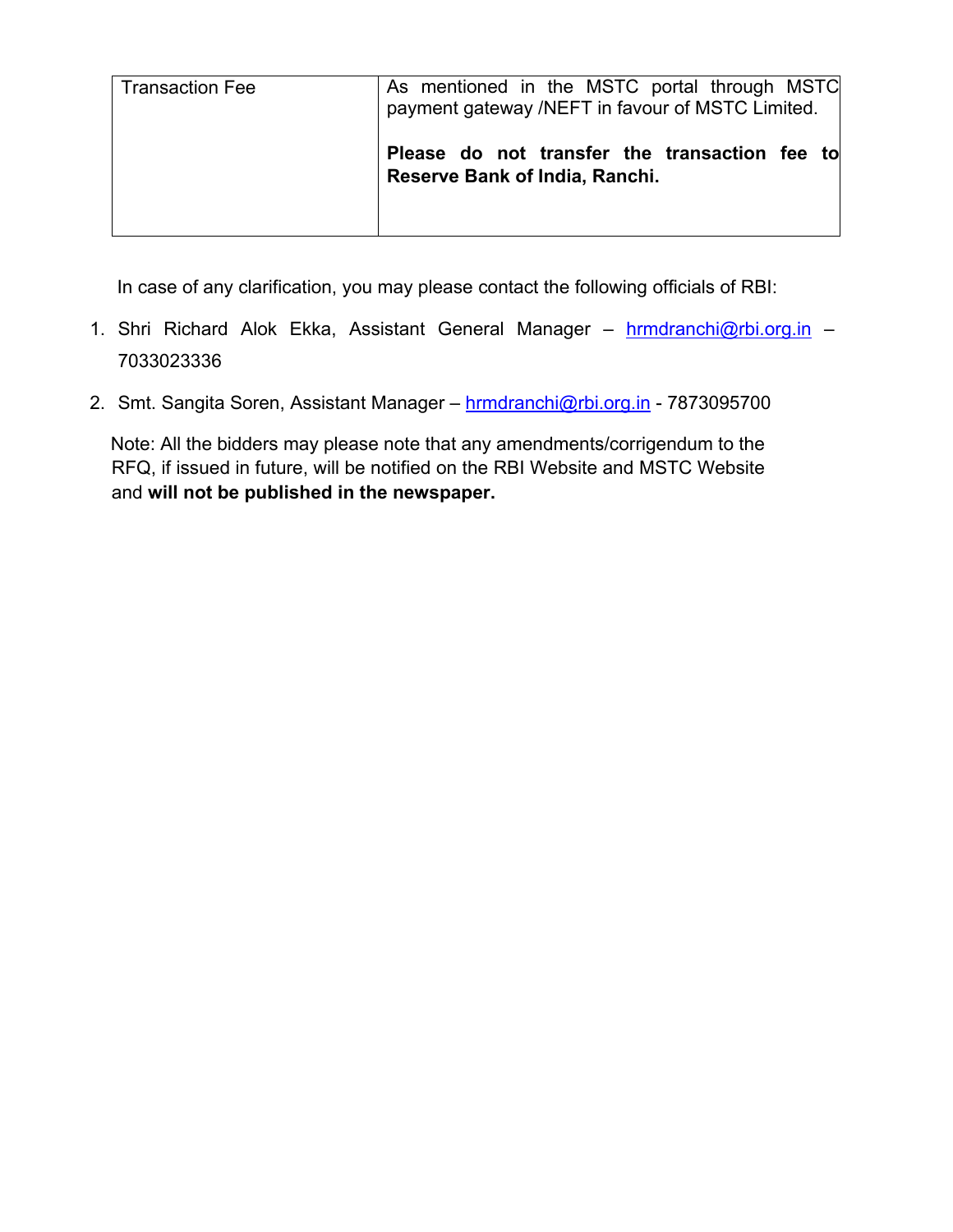| Transaction Fee | As mentioned in the MSTC portal through MSTC payment gateway /NEFT in favour of MSTC Limited.<br><br>**Please do not transfer the transaction fee to Reserve Bank of India, Ranchi.** |
|---|---|

In case of any clarification, you may please contact the following officials of RBI:

1. Shri Richard Alok Ekka, Assistant General Manager – hrmdranchi@rbi.org.in – 7033023336
2. Smt. Sangita Soren, Assistant Manager – hrmdranchi@rbi.org.in - 7873095700

Note: All the bidders may please note that any amendments/corrigendum to the RFQ, if issued in future, will be notified on the RBI Website and MSTC Website and **will not be published in the newspaper.**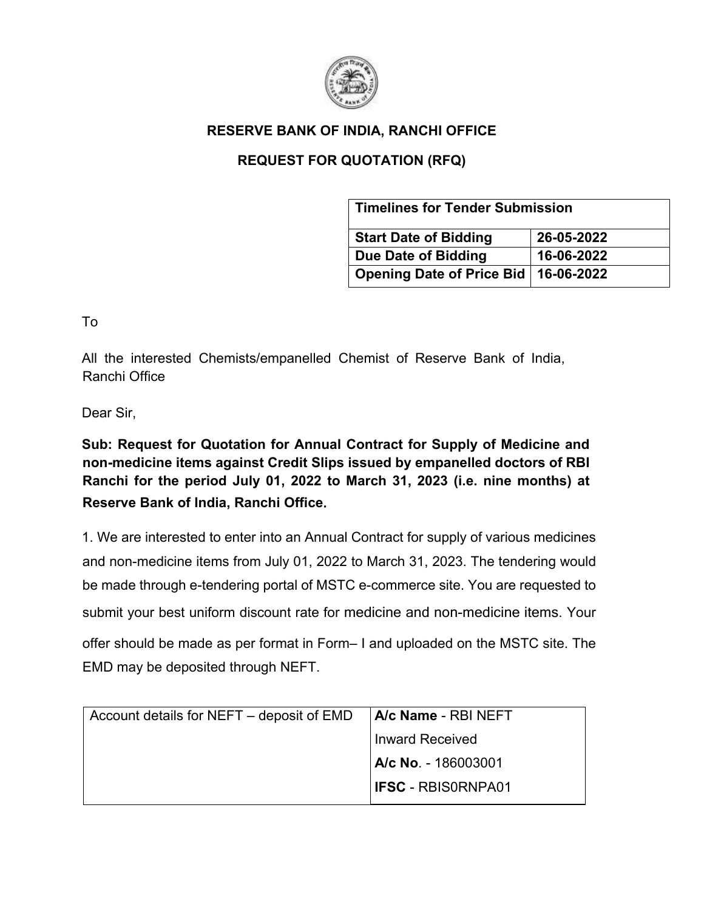## RESERVE BANK OF INDIA, RANCHI OFFICE

## REQUEST FOR QUOTATION (RFQ)

| Timelines for Tender Submission | |
|---|---|
| **Start Date of Bidding** | **26-05-2022** |
| **Due Date of Bidding** | **16-06-2022** |
| **Opening Date of Price Bid** | **16-06-2022** |

To

All the interested Chemists/empanelled Chemist of Reserve Bank of India, Ranchi Office

Dear Sir,

**Sub: Request for Quotation for Annual Contract for Supply of Medicine and non-medicine items against Credit Slips issued by empanelled doctors of RBI Ranchi for the period July 01, 2022 to March 31, 2023 (i.e. nine months) at Reserve Bank of India, Ranchi Office.**

1. We are interested to enter into an Annual Contract for supply of various medicines and non-medicine items from July 01, 2022 to March 31, 2023. The tendering would be made through e-tendering portal of MSTC e-commerce site. You are requested to submit your best uniform discount rate for medicine and non-medicine items. Your offer should be made as per format in Form– I and uploaded on the MSTC site. The EMD may be deposited through NEFT.

| Account details for NEFT – deposit of EMD | **A/c Name** - RBI NEFT Inward Received<br>**A/c No**. - 186003001<br>**IFSC** - RBIS0RNPA01 |
|---|---|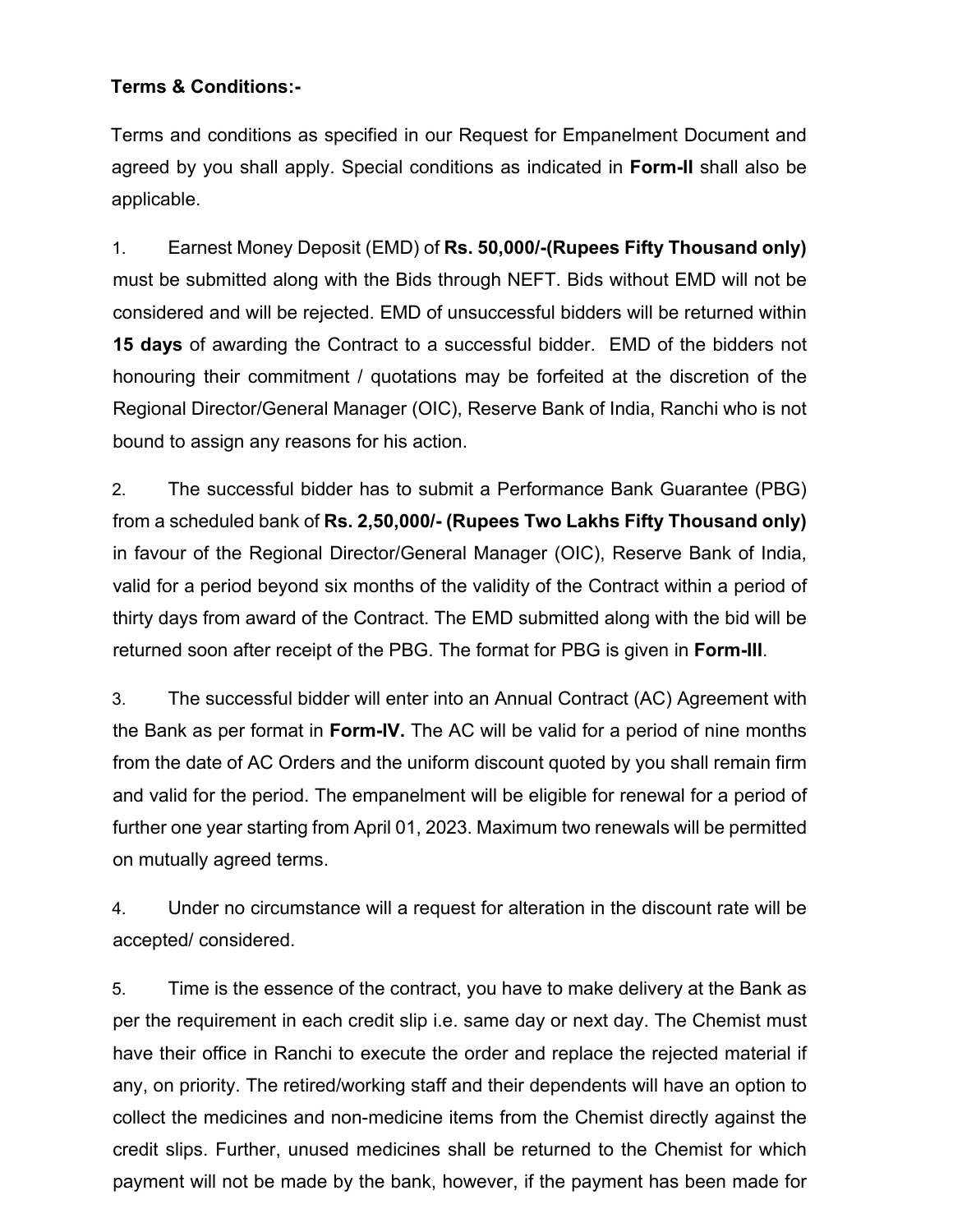**Terms & Conditions:-**

Terms and conditions as specified in our Request for Empanelment Document and agreed by you shall apply. Special conditions as indicated in **Form-II** shall also be applicable.

1. Earnest Money Deposit (EMD) of **Rs. 50,000/-(Rupees Fifty Thousand only)** must be submitted along with the Bids through NEFT. Bids without EMD will not be considered and will be rejected. EMD of unsuccessful bidders will be returned within **15 days** of awarding the Contract to a successful bidder. EMD of the bidders not honouring their commitment / quotations may be forfeited at the discretion of the Regional Director/General Manager (OIC), Reserve Bank of India, Ranchi who is not bound to assign any reasons for his action.

2. The successful bidder has to submit a Performance Bank Guarantee (PBG) from a scheduled bank of **Rs. 2,50,000/- (Rupees Two Lakhs Fifty Thousand only)** in favour of the Regional Director/General Manager (OIC), Reserve Bank of India, valid for a period beyond six months of the validity of the Contract within a period of thirty days from award of the Contract. The EMD submitted along with the bid will be returned soon after receipt of the PBG. The format for PBG is given in **Form-III**.

3. The successful bidder will enter into an Annual Contract (AC) Agreement with the Bank as per format in **Form-IV.** The AC will be valid for a period of nine months from the date of AC Orders and the uniform discount quoted by you shall remain firm and valid for the period. The empanelment will be eligible for renewal for a period of further one year starting from April 01, 2023. Maximum two renewals will be permitted on mutually agreed terms.

4. Under no circumstance will a request for alteration in the discount rate will be accepted/ considered.

5. Time is the essence of the contract, you have to make delivery at the Bank as per the requirement in each credit slip i.e. same day or next day. The Chemist must have their office in Ranchi to execute the order and replace the rejected material if any, on priority. The retired/working staff and their dependents will have an option to collect the medicines and non-medicine items from the Chemist directly against the credit slips. Further, unused medicines shall be returned to the Chemist for which payment will not be made by the bank, however, if the payment has been made for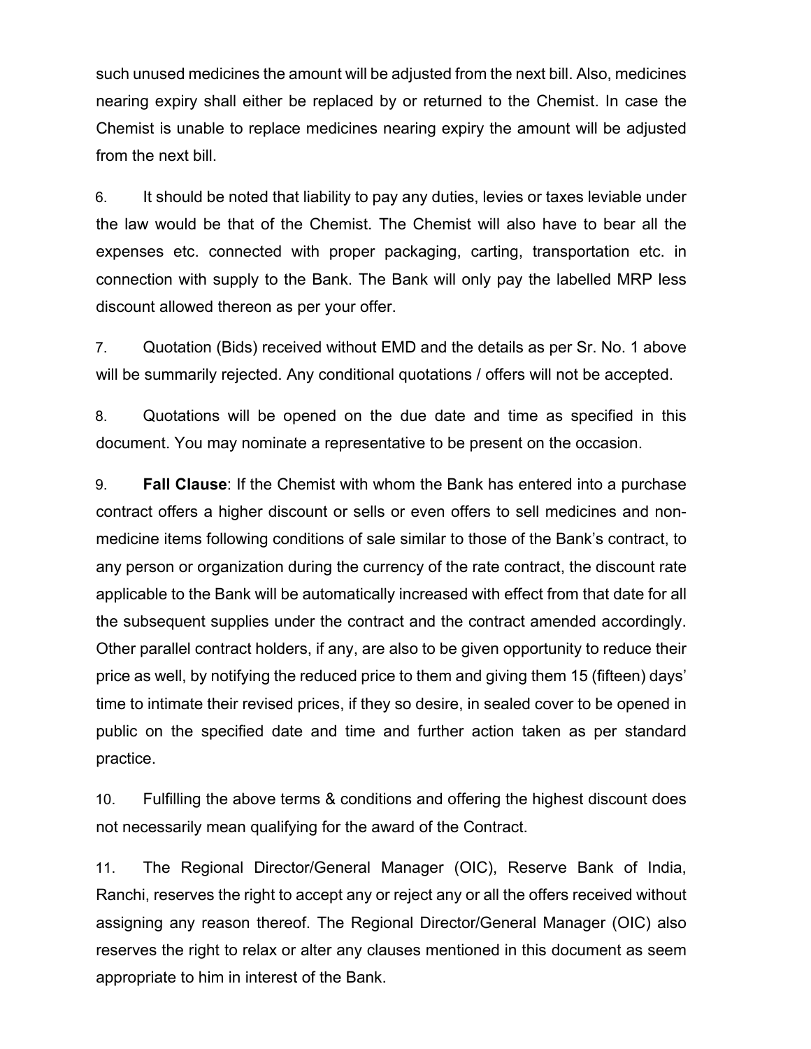such unused medicines the amount will be adjusted from the next bill. Also, medicines nearing expiry shall either be replaced by or returned to the Chemist. In case the Chemist is unable to replace medicines nearing expiry the amount will be adjusted from the next bill.

6. It should be noted that liability to pay any duties, levies or taxes leviable under the law would be that of the Chemist. The Chemist will also have to bear all the expenses etc. connected with proper packaging, carting, transportation etc. in connection with supply to the Bank. The Bank will only pay the labelled MRP less discount allowed thereon as per your offer.

7. Quotation (Bids) received without EMD and the details as per Sr. No. 1 above will be summarily rejected. Any conditional quotations / offers will not be accepted.

8. Quotations will be opened on the due date and time as specified in this document. You may nominate a representative to be present on the occasion.

9. **Fall Clause**: If the Chemist with whom the Bank has entered into a purchase contract offers a higher discount or sells or even offers to sell medicines and non-medicine items following conditions of sale similar to those of the Bank's contract, to any person or organization during the currency of the rate contract, the discount rate applicable to the Bank will be automatically increased with effect from that date for all the subsequent supplies under the contract and the contract amended accordingly. Other parallel contract holders, if any, are also to be given opportunity to reduce their price as well, by notifying the reduced price to them and giving them 15 (fifteen) days' time to intimate their revised prices, if they so desire, in sealed cover to be opened in public on the specified date and time and further action taken as per standard practice.

10. Fulfilling the above terms & conditions and offering the highest discount does not necessarily mean qualifying for the award of the Contract.

11. The Regional Director/General Manager (OIC), Reserve Bank of India, Ranchi, reserves the right to accept any or reject any or all the offers received without assigning any reason thereof. The Regional Director/General Manager (OIC) also reserves the right to relax or alter any clauses mentioned in this document as seem appropriate to him in interest of the Bank.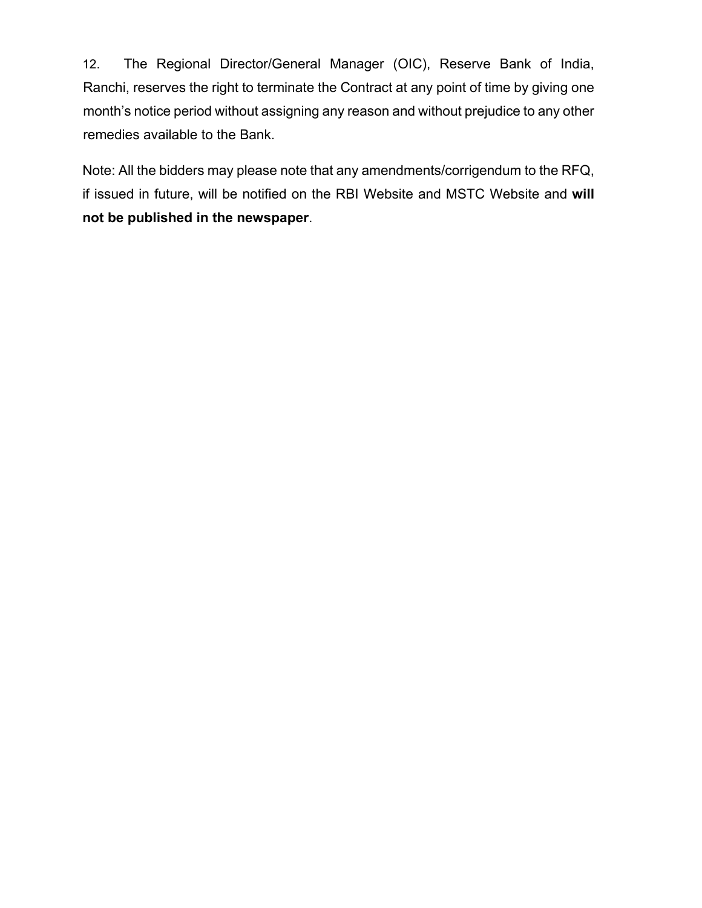12. The Regional Director/General Manager (OIC), Reserve Bank of India, Ranchi, reserves the right to terminate the Contract at any point of time by giving one month's notice period without assigning any reason and without prejudice to any other remedies available to the Bank.

Note: All the bidders may please note that any amendments/corrigendum to the RFQ, if issued in future, will be notified on the RBI Website and MSTC Website and **will not be published in the newspaper**.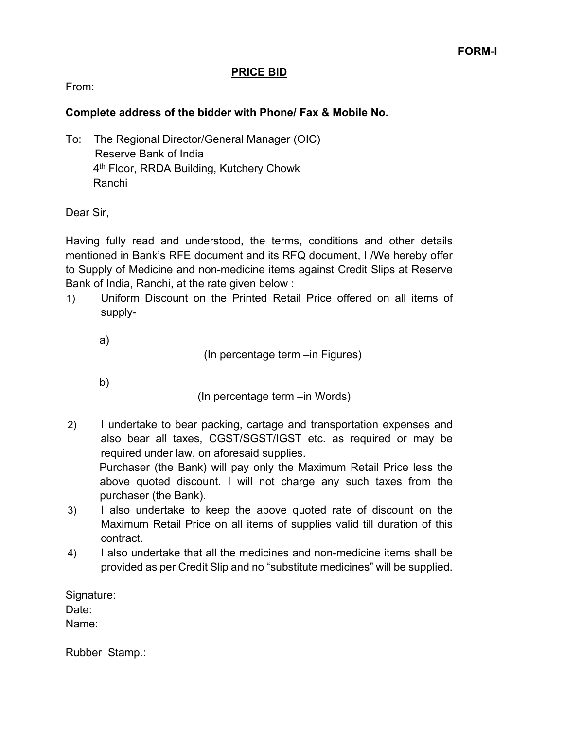**FORM-I**

**PRICE BID**

From:

**Complete address of the bidder with Phone/ Fax & Mobile No.**

To: The Regional Director/General Manager (OIC)
Reserve Bank of India
4th Floor, RRDA Building, Kutchery Chowk
Ranchi

Dear Sir,

Having fully read and understood, the terms, conditions and other details mentioned in Bank's RFE document and its RFQ document, I /We hereby offer to Supply of Medicine and non-medicine items against Credit Slips at Reserve Bank of India, Ranchi, at the rate given below :

1) Uniform Discount on the Printed Retail Price offered on all items of supply-

   a)
   (In percentage term –in Figures)

   b)
   (In percentage term –in Words)

2) I undertake to bear packing, cartage and transportation expenses and also bear all taxes, CGST/SGST/IGST etc. as required or may be required under law, on aforesaid supplies.
   Purchaser (the Bank) will pay only the Maximum Retail Price less the above quoted discount. I will not charge any such taxes from the purchaser (the Bank).
3) I also undertake to keep the above quoted rate of discount on the Maximum Retail Price on all items of supplies valid till duration of this contract.
4) I also undertake that all the medicines and non-medicine items shall be provided as per Credit Slip and no "substitute medicines" will be supplied.

Signature:
Date:
Name:

Rubber Stamp.: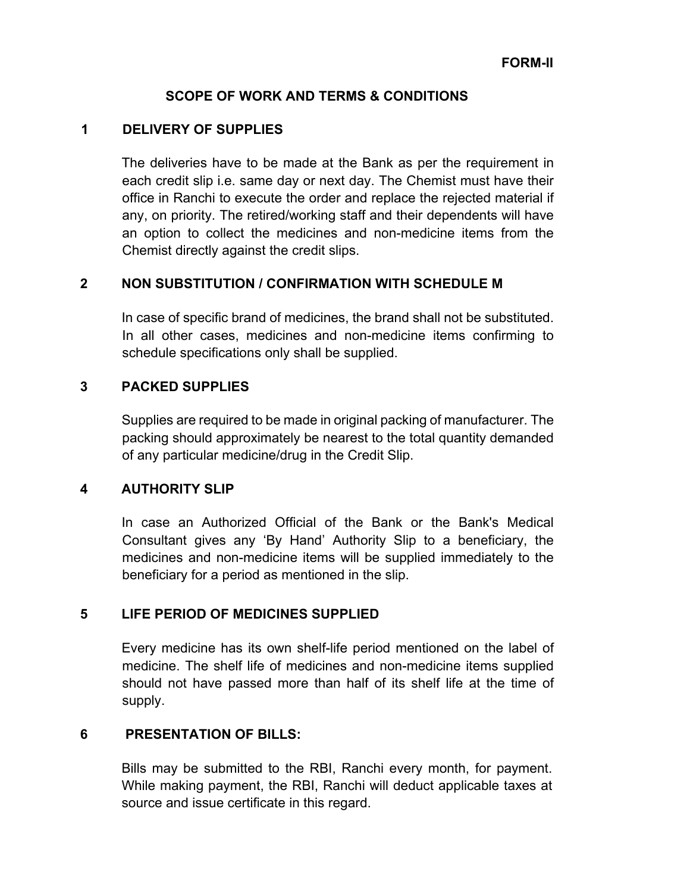**FORM-II**

## SCOPE OF WORK AND TERMS & CONDITIONS

### 1 DELIVERY OF SUPPLIES

The deliveries have to be made at the Bank as per the requirement in each credit slip i.e. same day or next day. The Chemist must have their office in Ranchi to execute the order and replace the rejected material if any, on priority. The retired/working staff and their dependents will have an option to collect the medicines and non-medicine items from the Chemist directly against the credit slips.

### 2 NON SUBSTITUTION / CONFIRMATION WITH SCHEDULE M

In case of specific brand of medicines, the brand shall not be substituted. In all other cases, medicines and non-medicine items confirming to schedule specifications only shall be supplied.

### 3 PACKED SUPPLIES

Supplies are required to be made in original packing of manufacturer. The packing should approximately be nearest to the total quantity demanded of any particular medicine/drug in the Credit Slip.

### 4 AUTHORITY SLIP

In case an Authorized Official of the Bank or the Bank's Medical Consultant gives any 'By Hand' Authority Slip to a beneficiary, the medicines and non-medicine items will be supplied immediately to the beneficiary for a period as mentioned in the slip.

### 5 LIFE PERIOD OF MEDICINES SUPPLIED

Every medicine has its own shelf-life period mentioned on the label of medicine. The shelf life of medicines and non-medicine items supplied should not have passed more than half of its shelf life at the time of supply.

### 6 PRESENTATION OF BILLS:

Bills may be submitted to the RBI, Ranchi every month, for payment. While making payment, the RBI, Ranchi will deduct applicable taxes at source and issue certificate in this regard.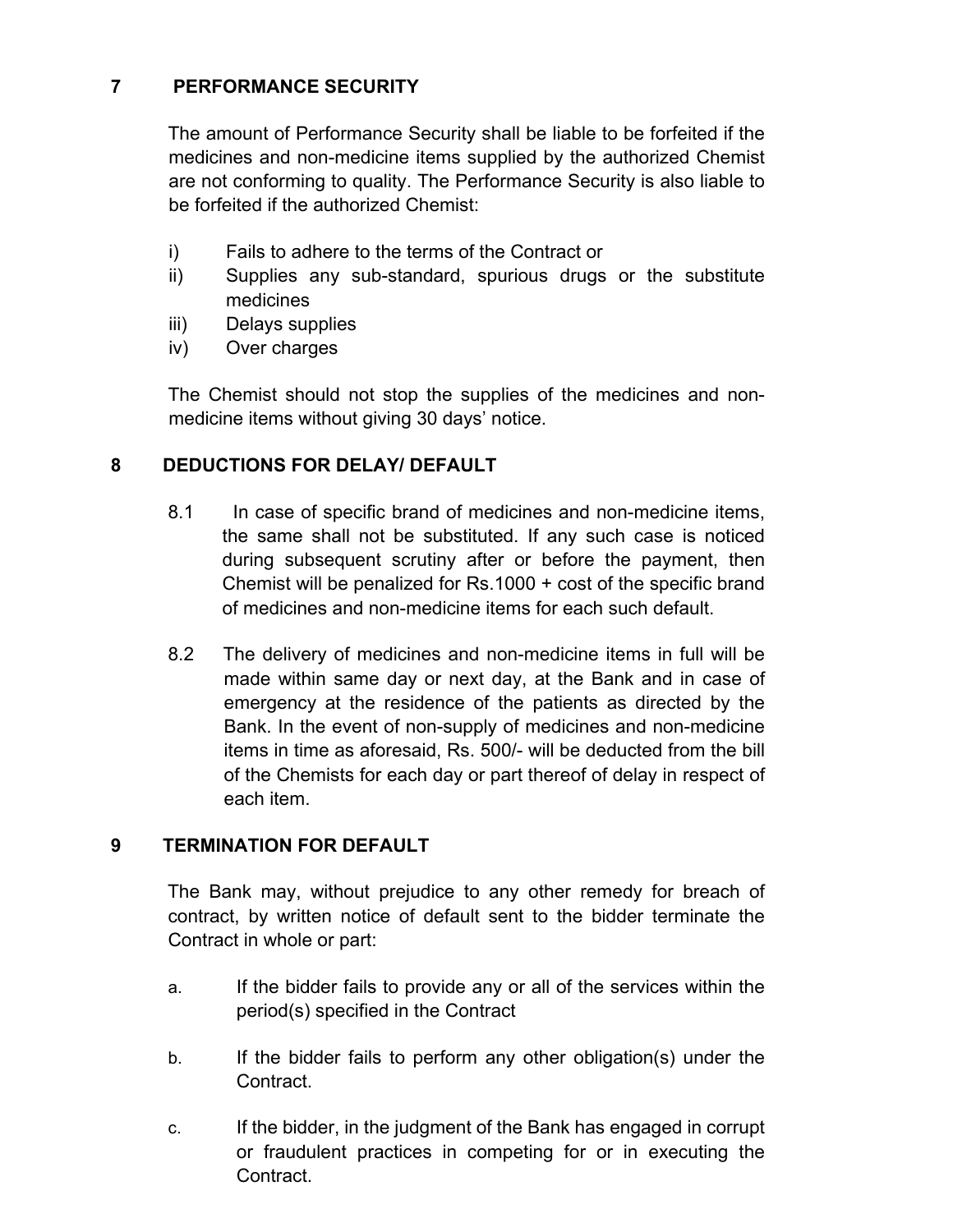## 7 PERFORMANCE SECURITY

The amount of Performance Security shall be liable to be forfeited if the medicines and non-medicine items supplied by the authorized Chemist are not conforming to quality. The Performance Security is also liable to be forfeited if the authorized Chemist:

- i) Fails to adhere to the terms of the Contract or
- ii) Supplies any sub-standard, spurious drugs or the substitute medicines
- iii) Delays supplies
- iv) Over charges

The Chemist should not stop the supplies of the medicines and non-medicine items without giving 30 days' notice.

## 8 DEDUCTIONS FOR DELAY/ DEFAULT

8.1 In case of specific brand of medicines and non-medicine items, the same shall not be substituted. If any such case is noticed during subsequent scrutiny after or before the payment, then Chemist will be penalized for Rs.1000 + cost of the specific brand of medicines and non-medicine items for each such default.

8.2 The delivery of medicines and non-medicine items in full will be made within same day or next day, at the Bank and in case of emergency at the residence of the patients as directed by the Bank. In the event of non-supply of medicines and non-medicine items in time as aforesaid, Rs. 500/- will be deducted from the bill of the Chemists for each day or part thereof of delay in respect of each item.

## 9 TERMINATION FOR DEFAULT

The Bank may, without prejudice to any other remedy for breach of contract, by written notice of default sent to the bidder terminate the Contract in whole or part:

a. If the bidder fails to provide any or all of the services within the period(s) specified in the Contract

b. If the bidder fails to perform any other obligation(s) under the Contract.

c. If the bidder, in the judgment of the Bank has engaged in corrupt or fraudulent practices in competing for or in executing the Contract.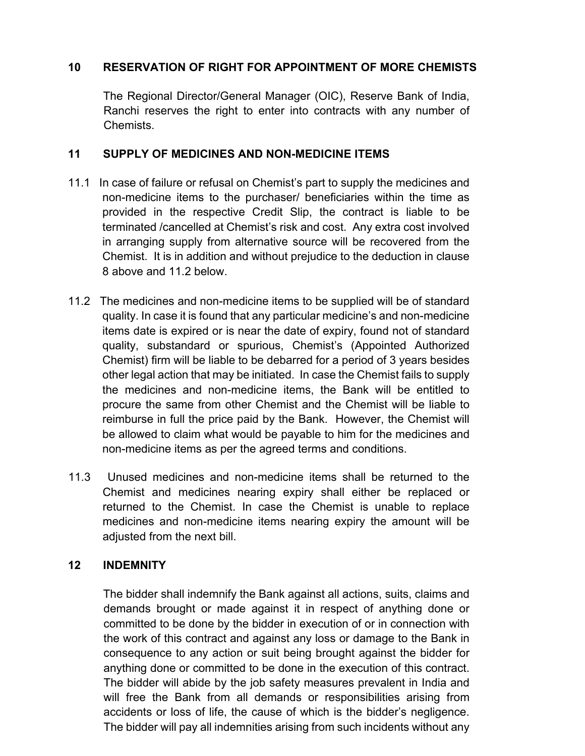## 10 RESERVATION OF RIGHT FOR APPOINTMENT OF MORE CHEMISTS

The Regional Director/General Manager (OIC), Reserve Bank of India, Ranchi reserves the right to enter into contracts with any number of Chemists.

## 11 SUPPLY OF MEDICINES AND NON-MEDICINE ITEMS

11.1 In case of failure or refusal on Chemist's part to supply the medicines and non-medicine items to the purchaser/ beneficiaries within the time as provided in the respective Credit Slip, the contract is liable to be terminated /cancelled at Chemist's risk and cost. Any extra cost involved in arranging supply from alternative source will be recovered from the Chemist. It is in addition and without prejudice to the deduction in clause 8 above and 11.2 below.

11.2 The medicines and non-medicine items to be supplied will be of standard quality. In case it is found that any particular medicine's and non-medicine items date is expired or is near the date of expiry, found not of standard quality, substandard or spurious, Chemist's (Appointed Authorized Chemist) firm will be liable to be debarred for a period of 3 years besides other legal action that may be initiated. In case the Chemist fails to supply the medicines and non-medicine items, the Bank will be entitled to procure the same from other Chemist and the Chemist will be liable to reimburse in full the price paid by the Bank. However, the Chemist will be allowed to claim what would be payable to him for the medicines and non-medicine items as per the agreed terms and conditions.

11.3 Unused medicines and non-medicine items shall be returned to the Chemist and medicines nearing expiry shall either be replaced or returned to the Chemist. In case the Chemist is unable to replace medicines and non-medicine items nearing expiry the amount will be adjusted from the next bill.

## 12 INDEMNITY

The bidder shall indemnify the Bank against all actions, suits, claims and demands brought or made against it in respect of anything done or committed to be done by the bidder in execution of or in connection with the work of this contract and against any loss or damage to the Bank in consequence to any action or suit being brought against the bidder for anything done or committed to be done in the execution of this contract. The bidder will abide by the job safety measures prevalent in India and will free the Bank from all demands or responsibilities arising from accidents or loss of life, the cause of which is the bidder's negligence. The bidder will pay all indemnities arising from such incidents without any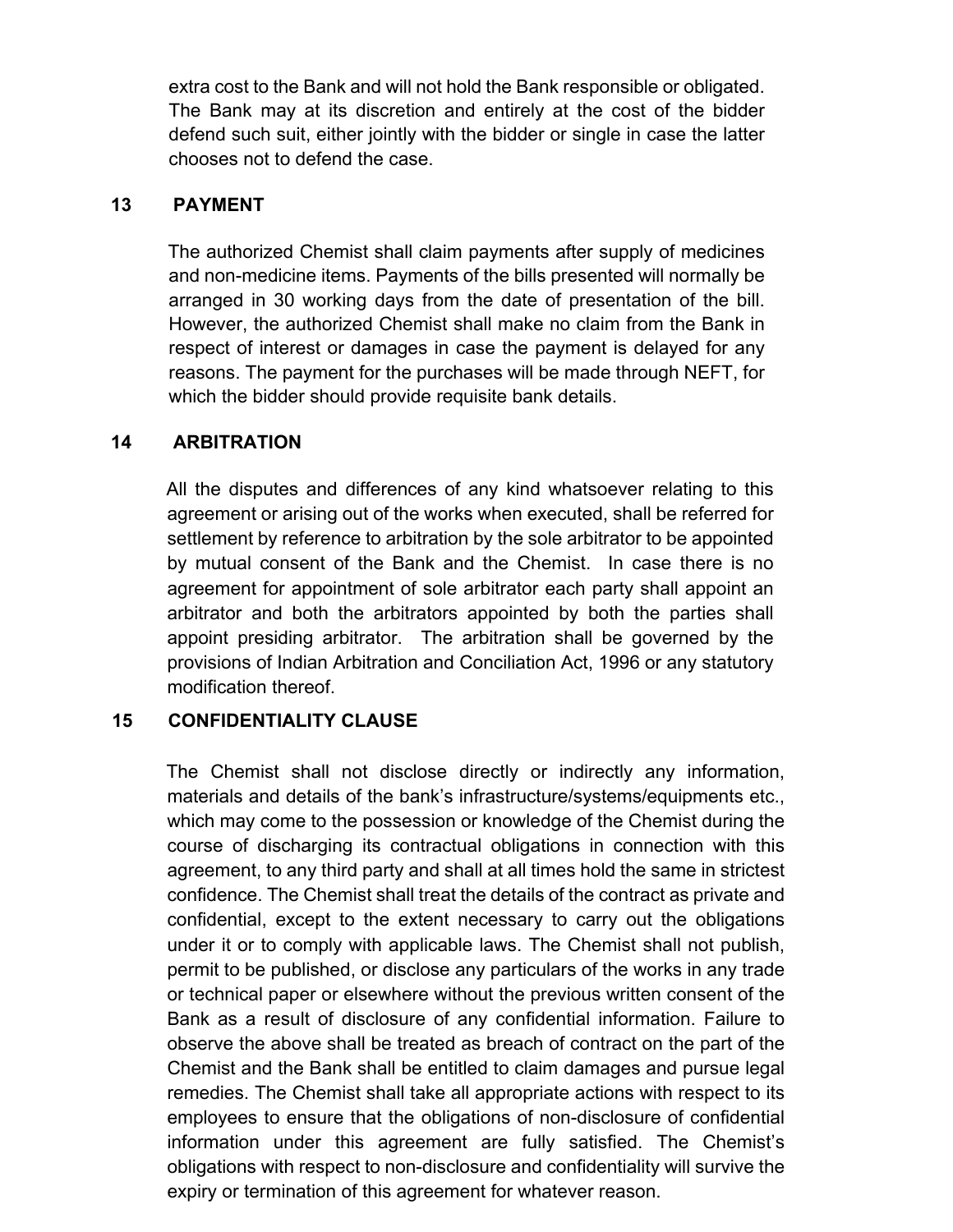extra cost to the Bank and will not hold the Bank responsible or obligated. The Bank may at its discretion and entirely at the cost of the bidder defend such suit, either jointly with the bidder or single in case the latter chooses not to defend the case.

## 13 PAYMENT

The authorized Chemist shall claim payments after supply of medicines and non-medicine items. Payments of the bills presented will normally be arranged in 30 working days from the date of presentation of the bill. However, the authorized Chemist shall make no claim from the Bank in respect of interest or damages in case the payment is delayed for any reasons. The payment for the purchases will be made through NEFT, for which the bidder should provide requisite bank details.

## 14 ARBITRATION

All the disputes and differences of any kind whatsoever relating to this agreement or arising out of the works when executed, shall be referred for settlement by reference to arbitration by the sole arbitrator to be appointed by mutual consent of the Bank and the Chemist. In case there is no agreement for appointment of sole arbitrator each party shall appoint an arbitrator and both the arbitrators appointed by both the parties shall appoint presiding arbitrator. The arbitration shall be governed by the provisions of Indian Arbitration and Conciliation Act, 1996 or any statutory modification thereof.

## 15 CONFIDENTIALITY CLAUSE

The Chemist shall not disclose directly or indirectly any information, materials and details of the bank's infrastructure/systems/equipments etc., which may come to the possession or knowledge of the Chemist during the course of discharging its contractual obligations in connection with this agreement, to any third party and shall at all times hold the same in strictest confidence. The Chemist shall treat the details of the contract as private and confidential, except to the extent necessary to carry out the obligations under it or to comply with applicable laws. The Chemist shall not publish, permit to be published, or disclose any particulars of the works in any trade or technical paper or elsewhere without the previous written consent of the Bank as a result of disclosure of any confidential information. Failure to observe the above shall be treated as breach of contract on the part of the Chemist and the Bank shall be entitled to claim damages and pursue legal remedies. The Chemist shall take all appropriate actions with respect to its employees to ensure that the obligations of non-disclosure of confidential information under this agreement are fully satisfied. The Chemist's obligations with respect to non-disclosure and confidentiality will survive the expiry or termination of this agreement for whatever reason.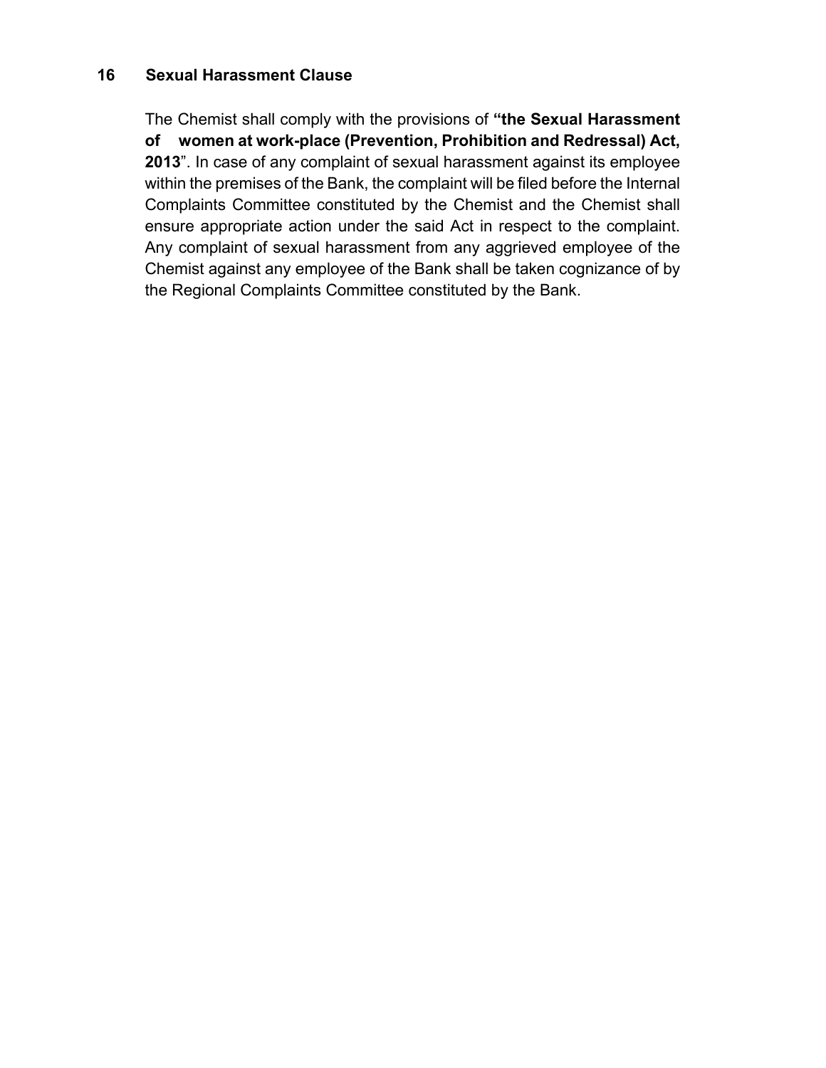## 16 Sexual Harassment Clause

The Chemist shall comply with the provisions of **"the Sexual Harassment of women at work-place (Prevention, Prohibition and Redressal) Act, 2013**". In case of any complaint of sexual harassment against its employee within the premises of the Bank, the complaint will be filed before the Internal Complaints Committee constituted by the Chemist and the Chemist shall ensure appropriate action under the said Act in respect to the complaint. Any complaint of sexual harassment from any aggrieved employee of the Chemist against any employee of the Bank shall be taken cognizance of by the Regional Complaints Committee constituted by the Bank.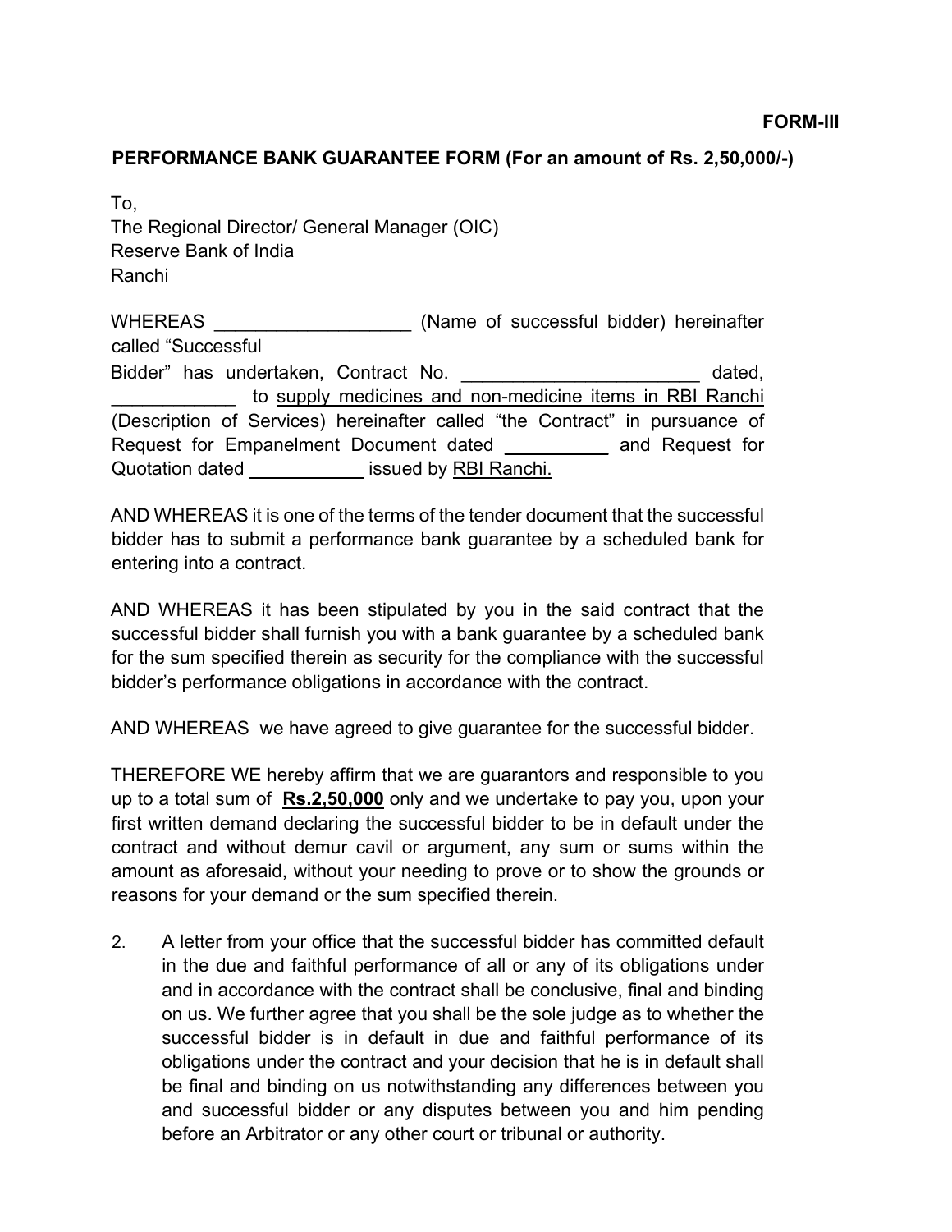**FORM-III**

**PERFORMANCE BANK GUARANTEE FORM (For an amount of Rs. 2,50,000/-)**

To,
The Regional Director/ General Manager (OIC)
Reserve Bank of India
Ranchi

WHEREAS ___________________ (Name of successful bidder) hereinafter called "Successful Bidder" has undertaken, Contract No. _______________________ dated, ____________ to supply medicines and non-medicine items in RBI Ranchi (Description of Services) hereinafter called "the Contract" in pursuance of Request for Empanelment Document dated __________ and Request for Quotation dated ___________ issued by RBI Ranchi.

AND WHEREAS it is one of the terms of the tender document that the successful bidder has to submit a performance bank guarantee by a scheduled bank for entering into a contract.

AND WHEREAS it has been stipulated by you in the said contract that the successful bidder shall furnish you with a bank guarantee by a scheduled bank for the sum specified therein as security for the compliance with the successful bidder's performance obligations in accordance with the contract.

AND WHEREAS we have agreed to give guarantee for the successful bidder.

THEREFORE WE hereby affirm that we are guarantors and responsible to you up to a total sum of **Rs.2,50,000** only and we undertake to pay you, upon your first written demand declaring the successful bidder to be in default under the contract and without demur cavil or argument, any sum or sums within the amount as aforesaid, without your needing to prove or to show the grounds or reasons for your demand or the sum specified therein.

2. A letter from your office that the successful bidder has committed default in the due and faithful performance of all or any of its obligations under and in accordance with the contract shall be conclusive, final and binding on us. We further agree that you shall be the sole judge as to whether the successful bidder is in default in due and faithful performance of its obligations under the contract and your decision that he is in default shall be final and binding on us notwithstanding any differences between you and successful bidder or any disputes between you and him pending before an Arbitrator or any other court or tribunal or authority.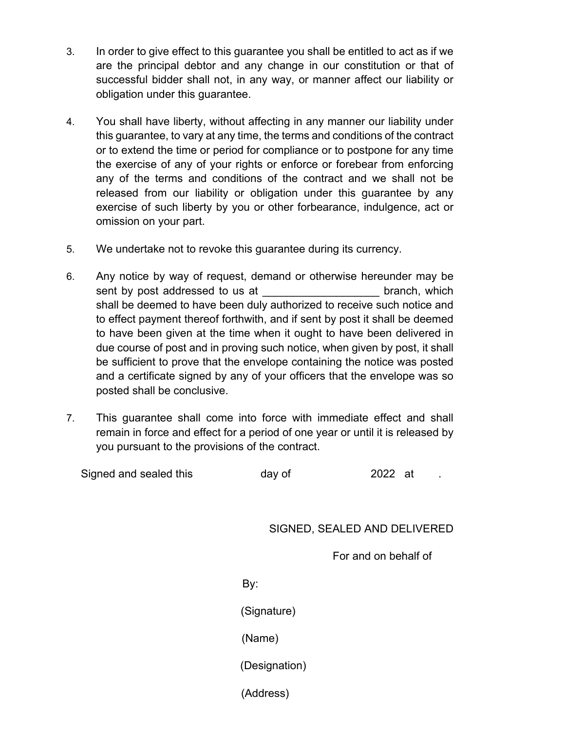3. In order to give effect to this guarantee you shall be entitled to act as if we are the principal debtor and any change in our constitution or that of successful bidder shall not, in any way, or manner affect our liability or obligation under this guarantee.

4. You shall have liberty, without affecting in any manner our liability under this guarantee, to vary at any time, the terms and conditions of the contract or to extend the time or period for compliance or to postpone for any time the exercise of any of your rights or enforce or forebear from enforcing any of the terms and conditions of the contract and we shall not be released from our liability or obligation under this guarantee by any exercise of such liberty by you or other forbearance, indulgence, act or omission on your part.

5. We undertake not to revoke this guarantee during its currency.

6. Any notice by way of request, demand or otherwise hereunder may be sent by post addressed to us at ___________________ branch, which shall be deemed to have been duly authorized to receive such notice and to effect payment thereof forthwith, and if sent by post it shall be deemed to have been given at the time when it ought to have been delivered in due course of post and in proving such notice, when given by post, it shall be sufficient to prove that the envelope containing the notice was posted and a certificate signed by any of your officers that the envelope was so posted shall be conclusive.

7. This guarantee shall come into force with immediate effect and shall remain in force and effect for a period of one year or until it is released by you pursuant to the provisions of the contract.

Signed and sealed this day of 2022 at .

SIGNED, SEALED AND DELIVERED

For and on behalf of

By:

(Signature)

(Name)

(Designation)

(Address)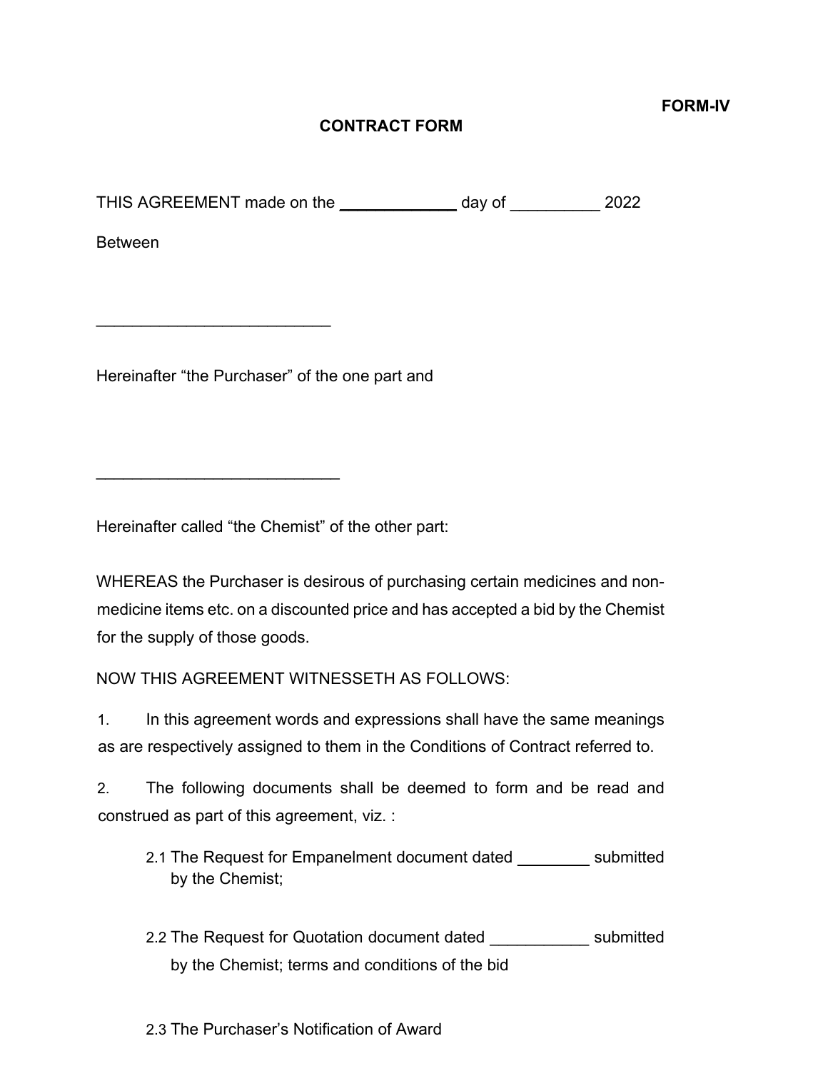**FORM-IV**

**CONTRACT FORM**

THIS AGREEMENT made on the _____________ day of __________ 2022

Between

__________________________

Hereinafter "the Purchaser" of the one part and

___________________________

Hereinafter called "the Chemist" of the other part:

WHEREAS the Purchaser is desirous of purchasing certain medicines and non-medicine items etc. on a discounted price and has accepted a bid by the Chemist for the supply of those goods.

NOW THIS AGREEMENT WITNESSETH AS FOLLOWS:

1. In this agreement words and expressions shall have the same meanings as are respectively assigned to them in the Conditions of Contract referred to.

2. The following documents shall be deemed to form and be read and construed as part of this agreement, viz. :

   2.1 The Request for Empanelment document dated ________ submitted by the Chemist;

   2.2 The Request for Quotation document dated ___________ submitted by the Chemist; terms and conditions of the bid

   2.3 The Purchaser's Notification of Award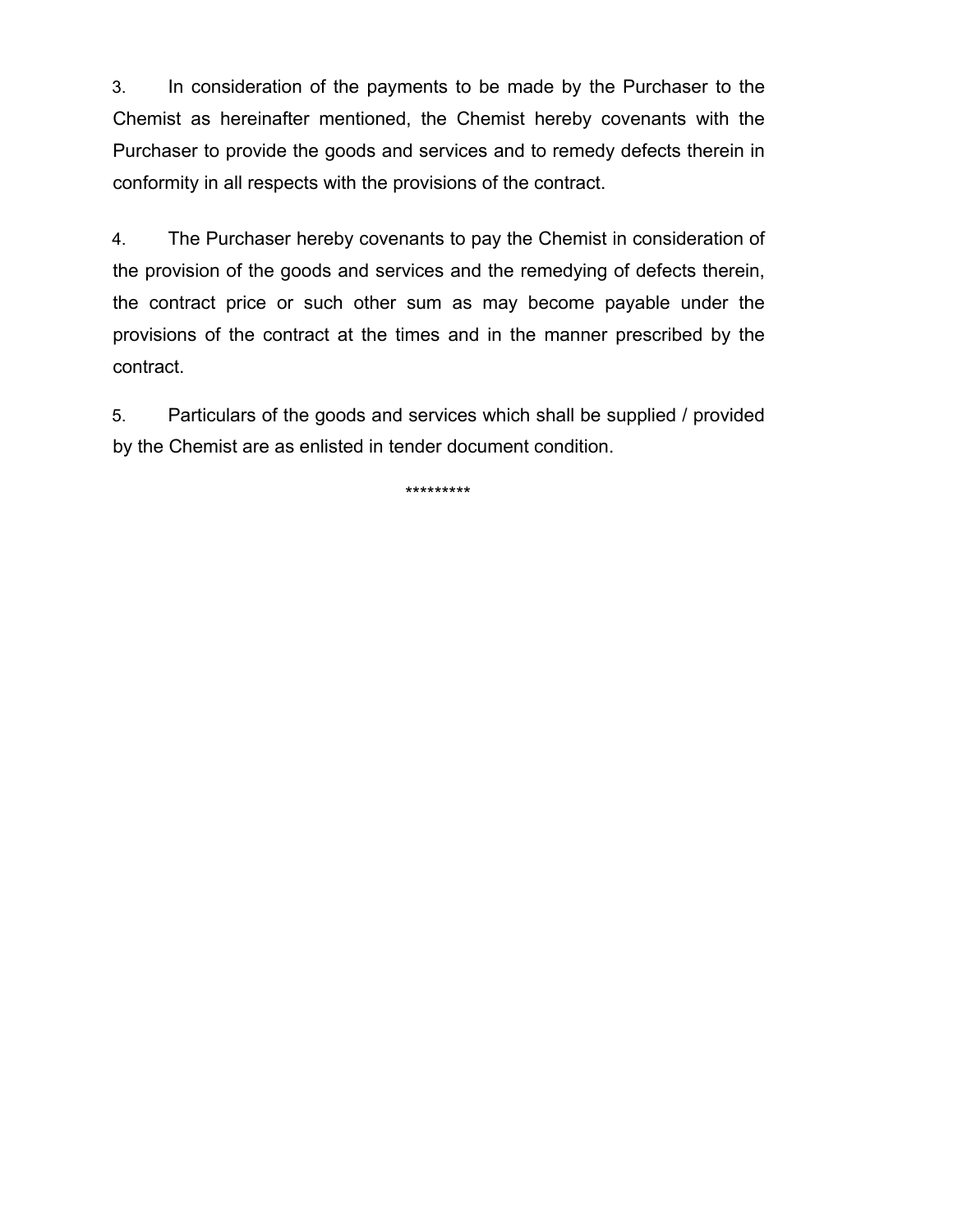3. In consideration of the payments to be made by the Purchaser to the Chemist as hereinafter mentioned, the Chemist hereby covenants with the Purchaser to provide the goods and services and to remedy defects therein in conformity in all respects with the provisions of the contract.

4. The Purchaser hereby covenants to pay the Chemist in consideration of the provision of the goods and services and the remedying of defects therein, the contract price or such other sum as may become payable under the provisions of the contract at the times and in the manner prescribed by the contract.

5. Particulars of the goods and services which shall be supplied / provided by the Chemist are as enlisted in tender document condition.

*********